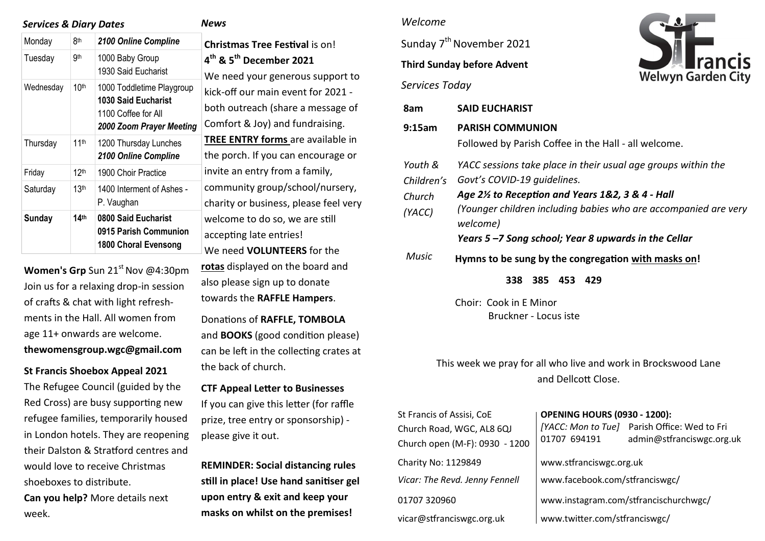## *Services & Diary Dates*

| Monday | 8th | ***2100 Online Compline*** |
|---|---|---|
| Tuesday | 9th | 1000 Baby Group<br>1930 Said Eucharist |
| Wednesday | 10th | 1000 Toddletime Playgroup<br>**1030 Said Eucharist**<br>1100 Coffee for All<br>***2000 Zoom Prayer Meeting*** |
| Thursday | 11th | 1200 Thursday Lunches<br>***2100 Online Compline*** |
| Friday | 12th | 1900 Choir Practice |
| Saturday | 13th | 1400 Interment of Ashes - P. Vaughan |
| **Sunday** | **14th** | **0800 Said Eucharist**<br>**0915 Parish Communion**<br>**1800 Choral Evensong** |

**Women's Grp** Sun 21st Nov @4:30pm Join us for a relaxing drop-in session of crafts & chat with light refreshments in the Hall. All women from age 11+ onwards are welcome. **thewomensgroup.wgc@gmail.com**

**St Francis Shoebox Appeal 2021**

The Refugee Council (guided by the Red Cross) are busy supporting new refugee families, temporarily housed in London hotels. They are reopening their Dalston & Stratford centres and would love to receive Christmas shoeboxes to distribute.

**Can you help?** More details next week.

## *News*

**Christmas Tree Festival** is on!
**4th & 5th December 2021**

We need your generous support to kick-off our main event for 2021 - both outreach (share a message of Comfort & Joy) and fundraising. **TREE ENTRY forms** are available in the porch. If you can encourage or invite an entry from a family, community group/school/nursery, charity or business, please feel very welcome to do so, we are still accepting late entries!

We need **VOLUNTEERS** for the **rotas** displayed on the board and also please sign up to donate towards the **RAFFLE Hampers**.

Donations of **RAFFLE, TOMBOLA** and **BOOKS** (good condition please) can be left in the collecting crates at the back of church.

**CTF Appeal Letter to Businesses**

If you can give this letter (for raffle prize, tree entry or sponsorship) - please give it out.

**REMINDER: Social distancing rules still in place! Use hand sanitiser gel upon entry & exit and keep your masks on whilst on the premises!**

*Welcome*

Sunday 7th November 2021

**Third Sunday before Advent**

*Services Today*

St Francis Welwyn Garden City

**8am** **SAID EUCHARIST**

**9:15am** **PARISH COMMUNION**
Followed by Parish Coffee in the Hall - all welcome.

*Youth & Children's Church (YACC)*
*YACC sessions take place in their usual age groups within the Govt's COVID-19 guidelines.*
***Age 2½ to Reception and Years 1&2, 3 & 4 - Hall***
*(Younger children including babies who are accompanied are very welcome)*
***Years 5 –7 Song school; Year 8 upwards in the Cellar***

*Music* **Hymns to be sung by the congregation with masks on!**

**338 385 453 429**

Choir: Cook in E Minor
Bruckner - Locus iste

This week we pray for all who live and work in Brockswood Lane and Dellcott Close.

St Francis of Assisi, CoE
Church Road, WGC, AL8 6QJ
Church open (M-F): 0930 - 1200

**OPENING HOURS (0930 - 1200):**
*[YACC: Mon to Tue]* Parish Office: Wed to Fri
01707 694191 admin@stfranciswgc.org.uk

Charity No: 1129849 — www.stfranciswgc.org.uk

*Vicar: The Revd. Jenny Fennell* — www.facebook.com/stfranciswgc/

01707 320960 — www.instagram.com/stfrancischurchwgc/

vicar@stfranciswgc.org.uk — www.twitter.com/stfranciswgc/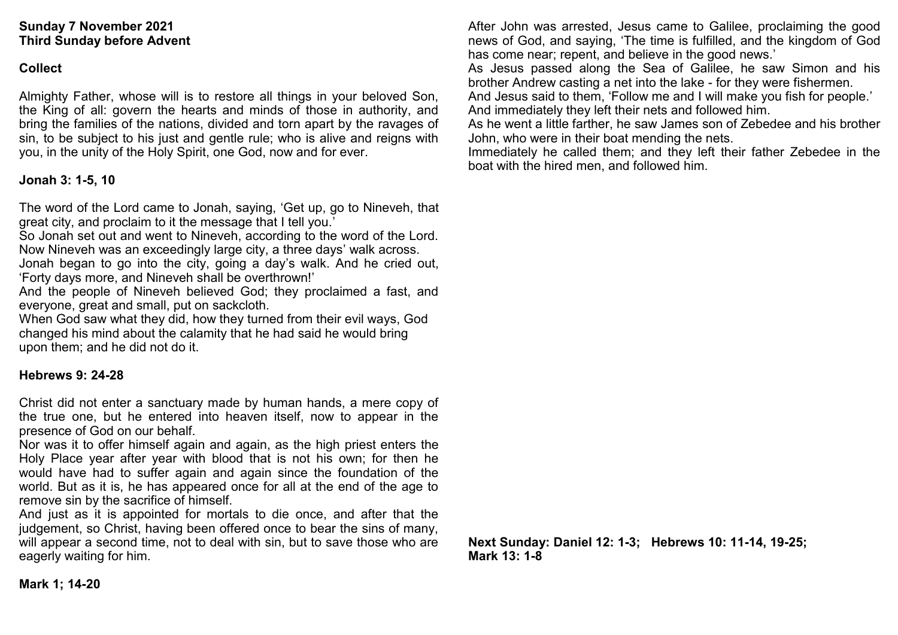**Sunday 7 November 2021**
**Third Sunday before Advent**

**Collect**

Almighty Father, whose will is to restore all things in your beloved Son, the King of all: govern the hearts and minds of those in authority, and bring the families of the nations, divided and torn apart by the ravages of sin, to be subject to his just and gentle rule; who is alive and reigns with you, in the unity of the Holy Spirit, one God, now and for ever.

**Jonah 3: 1-5, 10**

The word of the Lord came to Jonah, saying, 'Get up, go to Nineveh, that great city, and proclaim to it the message that I tell you.'
So Jonah set out and went to Nineveh, according to the word of the Lord. Now Nineveh was an exceedingly large city, a three days' walk across.
Jonah began to go into the city, going a day's walk. And he cried out, 'Forty days more, and Nineveh shall be overthrown!'
And the people of Nineveh believed God; they proclaimed a fast, and everyone, great and small, put on sackcloth.
When God saw what they did, how they turned from their evil ways, God changed his mind about the calamity that he had said he would bring upon them; and he did not do it.

**Hebrews 9: 24-28**

Christ did not enter a sanctuary made by human hands, a mere copy of the true one, but he entered into heaven itself, now to appear in the presence of God on our behalf.
Nor was it to offer himself again and again, as the high priest enters the Holy Place year after year with blood that is not his own; for then he would have had to suffer again and again since the foundation of the world. But as it is, he has appeared once for all at the end of the age to remove sin by the sacrifice of himself.
And just as it is appointed for mortals to die once, and after that the judgement, so Christ, having been offered once to bear the sins of many, will appear a second time, not to deal with sin, but to save those who are eagerly waiting for him.

**Mark 1; 14-20**

After John was arrested, Jesus came to Galilee, proclaiming the good news of God, and saying, 'The time is fulfilled, and the kingdom of God has come near; repent, and believe in the good news.'
As Jesus passed along the Sea of Galilee, he saw Simon and his brother Andrew casting a net into the lake - for they were fishermen.
And Jesus said to them, 'Follow me and I will make you fish for people.'
And immediately they left their nets and followed him.
As he went a little farther, he saw James son of Zebedee and his brother John, who were in their boat mending the nets.
Immediately he called them; and they left their father Zebedee in the boat with the hired men, and followed him.

**Next Sunday: Daniel 12: 1-3; Hebrews 10: 11-14, 19-25; Mark 13: 1-8**